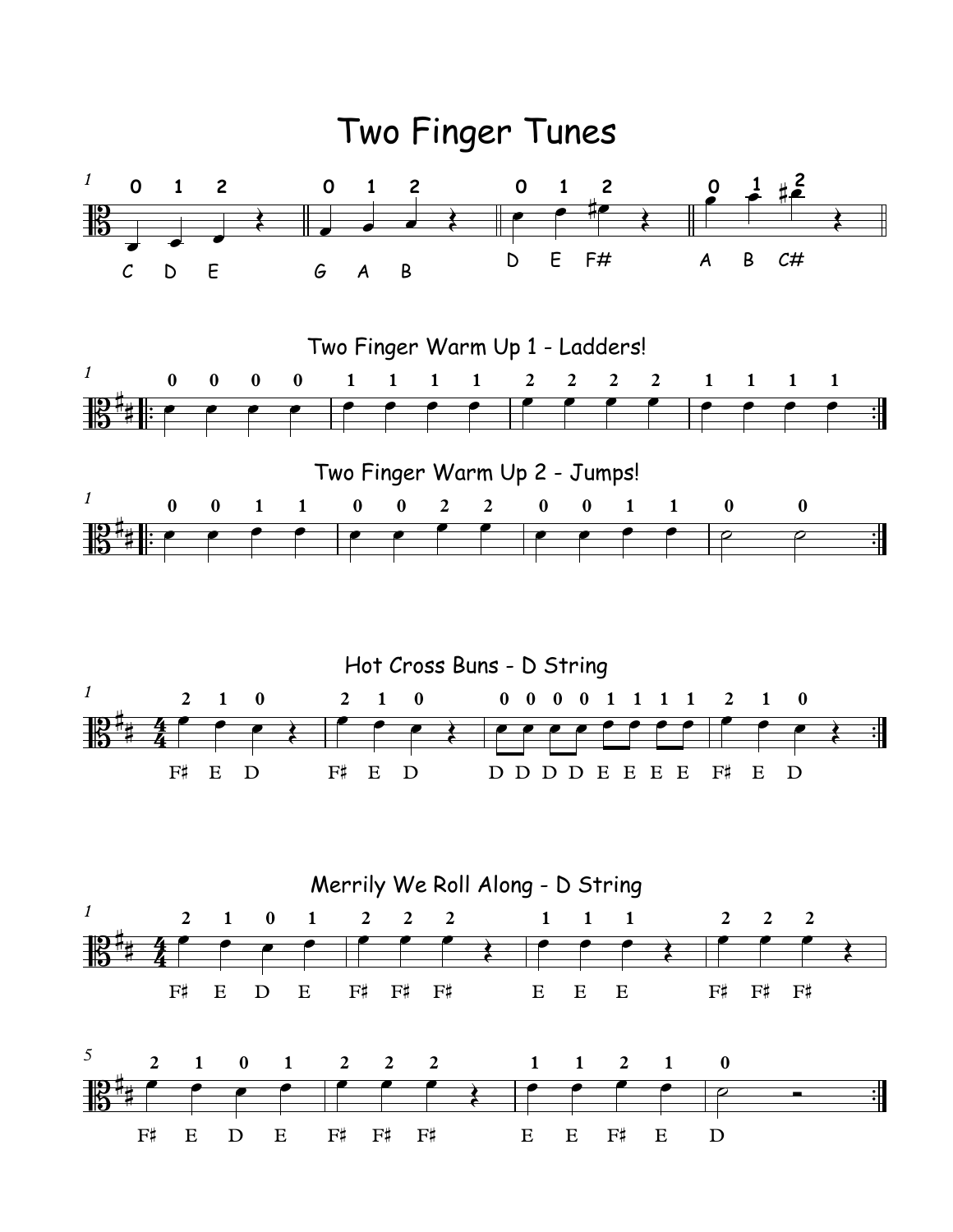# Two Finger Tunes

| 0 | 1 | 2 | 0 | 1 | 2 | 0 | 1 | 2 | 0 | 1 | 2 |
|---|---|---|---|---|---|---|---|---|---|---|---|
| C | D | E | G | A | B | D | E | F# | A | B | C# |

## Two Finger Warm Up 1 - Ladders!

0 0 0 0 | 1 1 1 1 | 2 2 2 2 | 1 1 1 1

## Two Finger Warm Up 2 - Jumps!

0 0 1 1 | 0 0 2 2 | 0 0 1 1 | 0 0

## Hot Cross Buns - D String

2 1 0 | 2 1 0 | 0 0 0 0 1 1 1 1 | 2 1 0

F♯ E D | F♯ E D | D D D D E E E E | F♯ E D

## Merrily We Roll Along - D String

2 1 0 1 | 2 2 2 | 1 1 1 | 2 2 2

F♯ E D E | F♯ F♯ F♯ | E E E | F♯ F♯ F♯

2 1 0 1 | 2 2 2 | 1 1 2 1 | 0

F♯ E D E | F♯ F♯ F♯ | E E F♯ E | D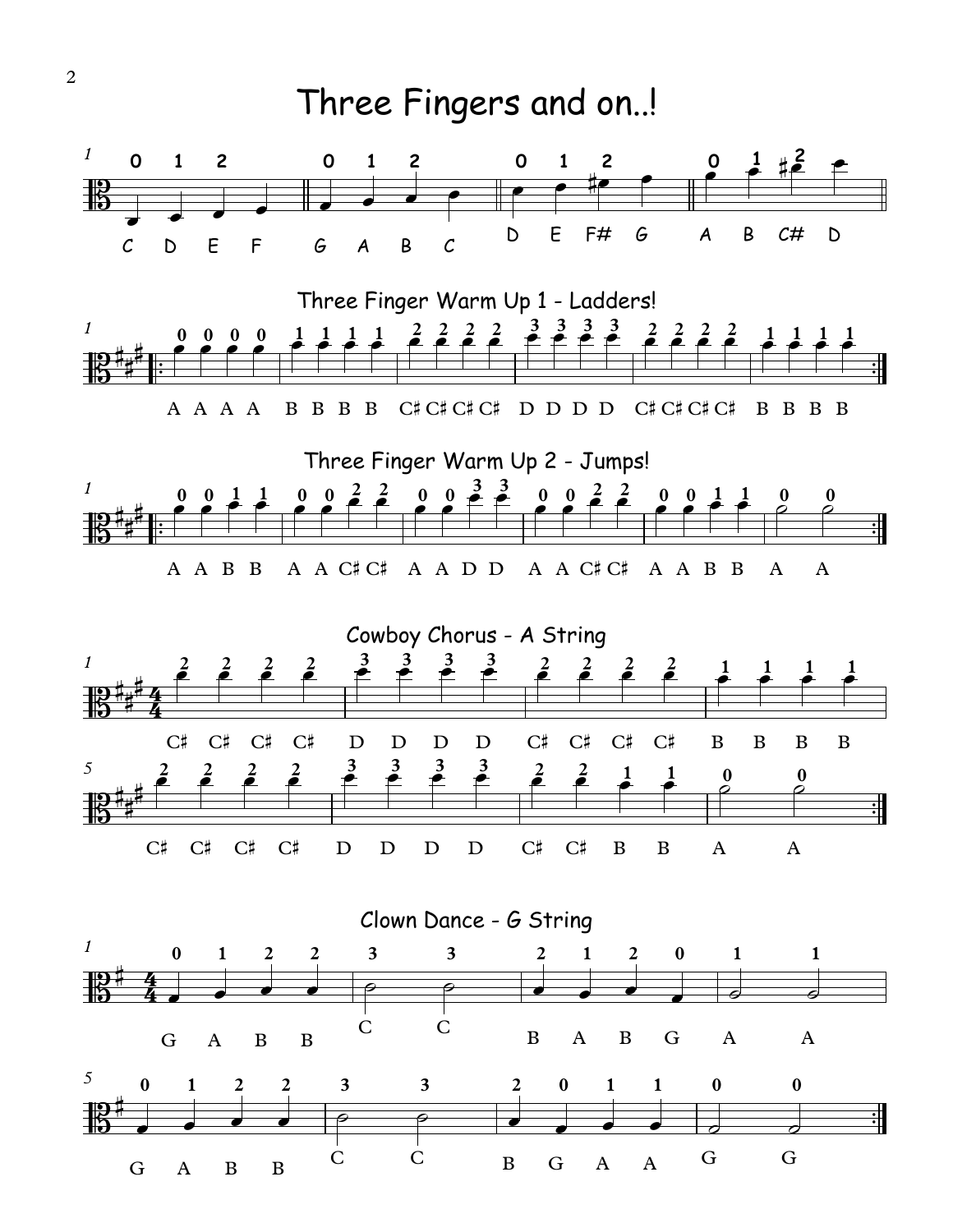# Three Fingers and on..!

0 1 2 | 0 1 2 | 0 1 2 | 0 1 2

C D E F G A B C D E F# G A B C# D

## Three Finger Warm Up 1 - Ladders!

0 0 0 0 1 1 1 1 2 2 2 2 3 3 3 3 2 2 2 2 1 1 1 1

A A A A B B B B C♯ C♯ C♯ C♯ D D D D C♯ C♯ C♯ C♯ B B B B

## Three Finger Warm Up 2 - Jumps!

0 0 1 1 0 0 2 2 0 0 3 3 0 0 2 2 0 0 1 1 0 0

A A B B A A C♯ C♯ A A D D A A C♯ C♯ A A B B A A

## Cowboy Chorus - A String

2 2 2 2 3 3 3 3 2 2 2 2 1 1 1 1

C♯ C♯ C♯ C♯ D D D D C♯ C♯ C♯ C♯ B B B B

2 2 2 2 3 3 3 3 2 2 1 1 0 0

C♯ C♯ C♯ C♯ D D D D C♯ C♯ B B A A

## Clown Dance - G String

0 1 2 2 3 3 2 1 2 0 1 1

G A B B C C B A B G A A

0 1 2 2 3 3 2 0 1 1 0 0

G A B B C C B G A A G G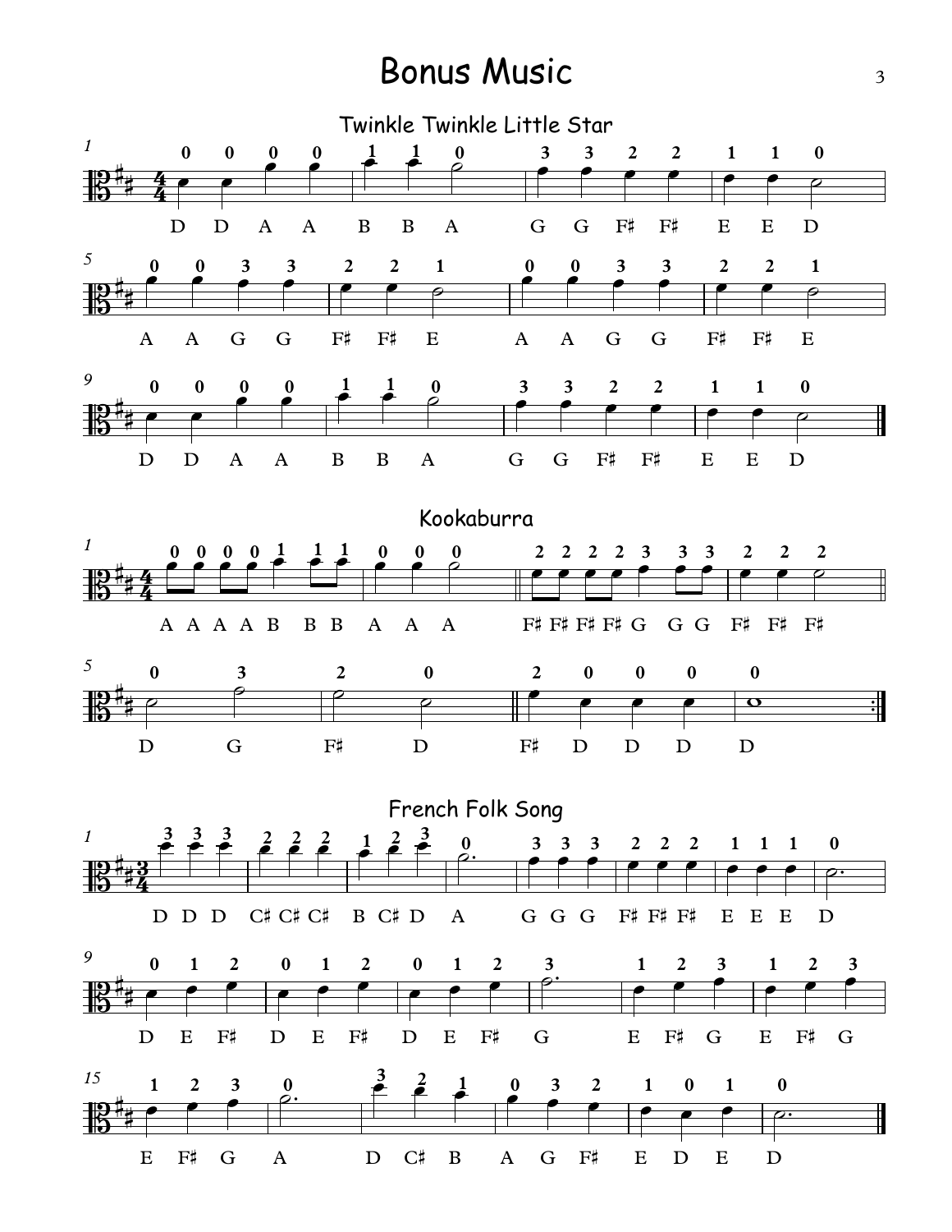# Bonus Music

## Twinkle Twinkle Little Star

## Kookaburra

## French Folk Song